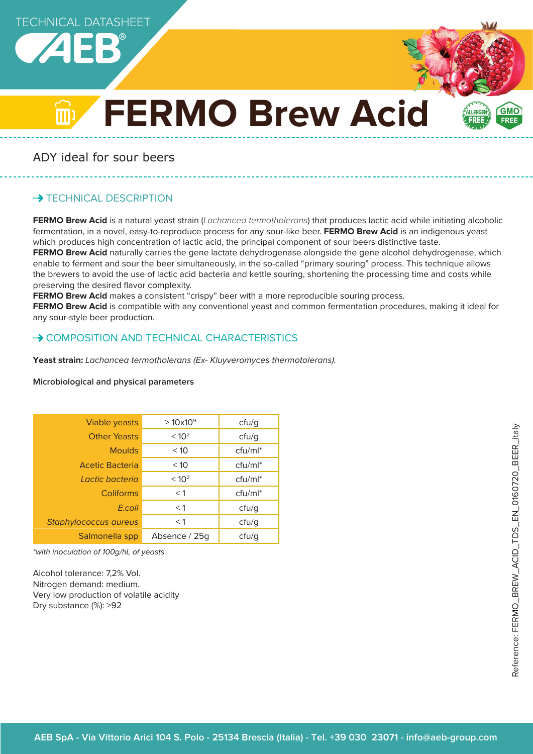TECHNICAL DATASHEET

# FERMO Brew Acid

ADY ideal for sour beers

## TECHNICAL DESCRIPTION

**FERMO Brew Acid** is a natural yeast strain (*Lachancea termotholerans*) that produces lactic acid while initiating alcoholic fermentation, in a novel, easy-to-reproduce process for any sour-like beer. **FERMO Brew Acid** is an indigenous yeast which produces high concentration of lactic acid, the principal component of sour beers distinctive taste.

**FERMO Brew Acid** naturally carries the gene lactate dehydrogenase alongside the gene alcohol dehydrogenase, which enable to ferment and sour the beer simultaneously, in the so-called "primary souring" process. This technique allows the brewers to avoid the use of lactic acid bacteria and kettle souring, shortening the processing time and costs while preserving the desired flavor complexity.

**FERMO Brew Acid** makes a consistent "crispy" beer with a more reproducible souring process.

**FERMO Brew Acid** is compatible with any conventional yeast and common fermentation procedures, making it ideal for any sour-style beer production.

## COMPOSITION AND TECHNICAL CHARACTERISTICS

**Yeast strain:** *Lachancea termotholerans (Ex- Kluyveromyces thermotolerans).*

**Microbiological and physical parameters**

| Parameter | Value | Unit |
| --- | --- | --- |
| Viable yeasts | $> 10x10^9$ | cfu/g |
| Other Yeasts | $< 10^2$ | cfu/g |
| Moulds | < 10 | cfu/ml* |
| Acetic Bacteria | < 10 | cfu/ml* |
| *Lactic bacteria* | $< 10^2$ | cfu/ml* |
| Coliforms | < 1 | cfu/ml* |
| *E.coli* | < 1 | cfu/g |
| *Staphylococcus aureus* | < 1 | cfu/g |
| Salmonella spp | Absence / 25g | cfu/g |

*\*with inoculation of 100g/hL of yeasts*

Alcohol tolerance: 7,2% Vol.
Nitrogen demand: medium.
Very low production of volatile acidity
Dry substance (%): >92

Reference: FERMO_BREW_ACID_TDS_EN_0160720_BEER_Italy

AEB SpA - Via Vittorio Arici 104 S. Polo - 25134 Brescia (Italia) - Tel. +39 030 23071 - info@aeb-group.com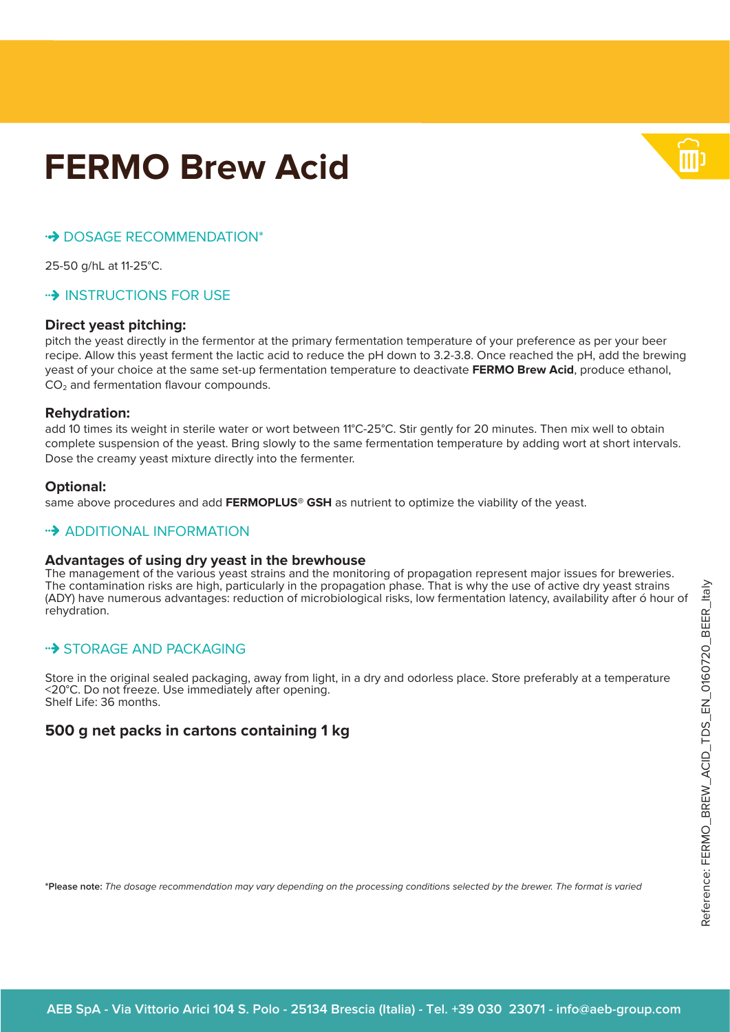# FERMO Brew Acid

## DOSAGE RECOMMENDATION*

25-50 g/hL at 11-25°C.

## INSTRUCTIONS FOR USE

### Direct yeast pitching:

pitch the yeast directly in the fermentor at the primary fermentation temperature of your preference as per your beer recipe. Allow this yeast ferment the lactic acid to reduce the pH down to 3.2-3.8. Once reached the pH, add the brewing yeast of your choice at the same set-up fermentation temperature to deactivate **FERMO Brew Acid**, produce ethanol, $CO_2$ and fermentation flavour compounds.

### Rehydration:

add 10 times its weight in sterile water or wort between 11°C-25°C. Stir gently for 20 minutes. Then mix well to obtain complete suspension of the yeast. Bring slowly to the same fermentation temperature by adding wort at short intervals. Dose the creamy yeast mixture directly into the fermenter.

### Optional:

same above procedures and add **FERMOPLUS® GSH** as nutrient to optimize the viability of the yeast.

## ADDITIONAL INFORMATION

### Advantages of using dry yeast in the brewhouse

The management of the various yeast strains and the monitoring of propagation represent major issues for breweries. The contamination risks are high, particularly in the propagation phase. That is why the use of active dry yeast strains (ADY) have numerous advantages: reduction of microbiological risks, low fermentation latency, availability after ó hour of rehydration.

## STORAGE AND PACKAGING

Store in the original sealed packaging, away from light, in a dry and odorless place. Store preferably at a temperature <20°C. Do not freeze. Use immediately after opening.
Shelf Life: 36 months.

**500 g net packs in cartons containing 1 kg**

***Please note:** *The dosage recommendation may vary depending on the processing conditions selected by the brewer. The format is varied*

Reference: FERMO_BREW_ACID_TDS_EN_0160720_BEER_Italy

AEB SpA - Via Vittorio Arici 104 S. Polo - 25134 Brescia (Italia) - Tel. +39 030 23071 - info@aeb-group.com